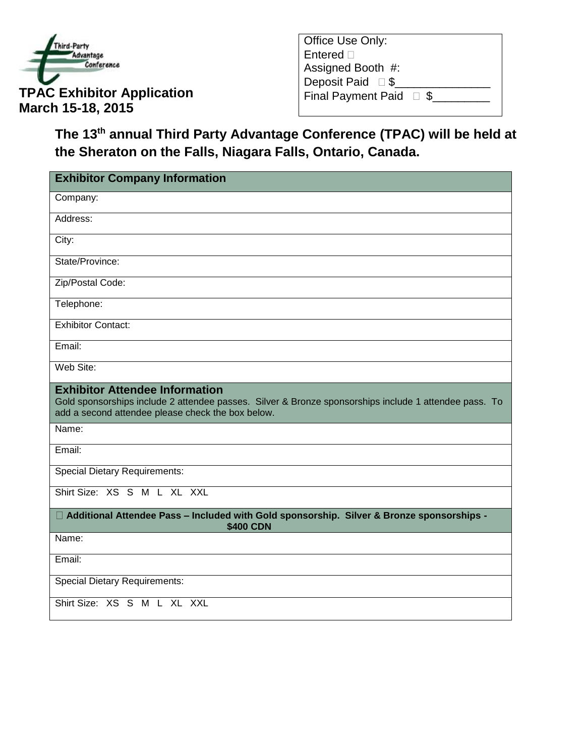Third-Party Advantage Conference

**TPAC Exhibitor Application**
**March 15-18, 2015**

Office Use Only:
Entered ☐
Assigned Booth #:
Deposit Paid ☐ $_______________
Final Payment Paid ☐ $_________

## The 13th annual Third Party Advantage Conference (TPAC) will be held at the Sheraton on the Falls, Niagara Falls, Ontario, Canada.

| **Exhibitor Company Information** |
|---|
| Company: |
| Address: |
| City: |
| State/Province: |
| Zip/Postal Code: |
| Telephone: |
| Exhibitor Contact: |
| Email: |
| Web Site: |
| **Exhibitor Attendee Information**<br>Gold sponsorships include 2 attendee passes. Silver & Bronze sponsorships include 1 attendee pass. To add a second attendee please check the box below. |
| Name: |
| Email: |
| Special Dietary Requirements: |
| Shirt Size: XS S M L XL XXL |
| ☐ **Additional Attendee Pass – Included with Gold sponsorship. Silver & Bronze sponsorships - $400 CDN** |
| Name: |
| Email: |
| Special Dietary Requirements: |
| Shirt Size: XS S M L XL XXL |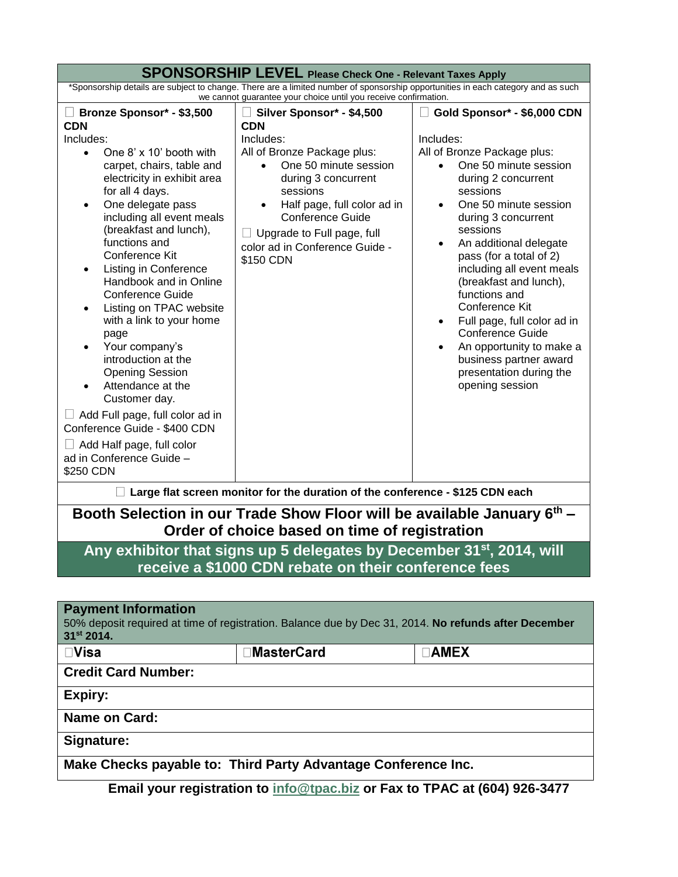## SPONSORSHIP LEVEL Please Check One - Relevant Taxes Apply

*Sponsorship details are subject to change. There are a limited number of sponsorship opportunities in each category and as such we cannot guarantee your choice until you receive confirmation.

| ☐ **Bronze Sponsor* - $3,500 CDN** | ☐ **Silver Sponsor* - $4,500 CDN** | ☐ **Gold Sponsor* - $6,000 CDN** |
|---|---|---|
| Includes:<br>• One 8' x 10' booth with carpet, chairs, table and electricity in exhibit area for all 4 days.<br>• One delegate pass including all event meals (breakfast and lunch), functions and Conference Kit<br>• Listing in Conference Handbook and in Online Conference Guide<br>• Listing on TPAC website with a link to your home page<br>• Your company's introduction at the Opening Session<br>• Attendance at the Customer day.<br>☐ Add Full page, full color ad in Conference Guide - $400 CDN<br>☐ Add Half page, full color ad in Conference Guide – $250 CDN | Includes:<br>All of Bronze Package plus:<br>• One 50 minute session during 3 concurrent sessions<br>• Half page, full color ad in Conference Guide<br>☐ Upgrade to Full page, full color ad in Conference Guide - $150 CDN | Includes:<br>All of Bronze Package plus:<br>• One 50 minute session during 2 concurrent sessions<br>• One 50 minute session during 3 concurrent sessions<br>• An additional delegate pass (for a total of 2) including all event meals (breakfast and lunch), functions and Conference Kit<br>• Full page, full color ad in Conference Guide<br>• An opportunity to make a business partner award presentation during the opening session |

☐ **Large flat screen monitor for the duration of the conference - $125 CDN each**

**Booth Selection in our Trade Show Floor will be available January 6th – Order of choice based on time of registration**

**Any exhibitor that signs up 5 delegates by December 31st, 2014, will receive a $1000 CDN rebate on their conference fees**

## Payment Information

50% deposit required at time of registration. Balance due by Dec 31, 2014. **No refunds after December 31st 2014.**

| ☐**Visa** | ☐**MasterCard** | ☐**AMEX** |
|---|---|---|

**Credit Card Number:**

**Expiry:**

**Name on Card:**

**Signature:**

**Make Checks payable to: Third Party Advantage Conference Inc.**

**Email your registration to info@tpac.biz or Fax to TPAC at (604) 926-3477**